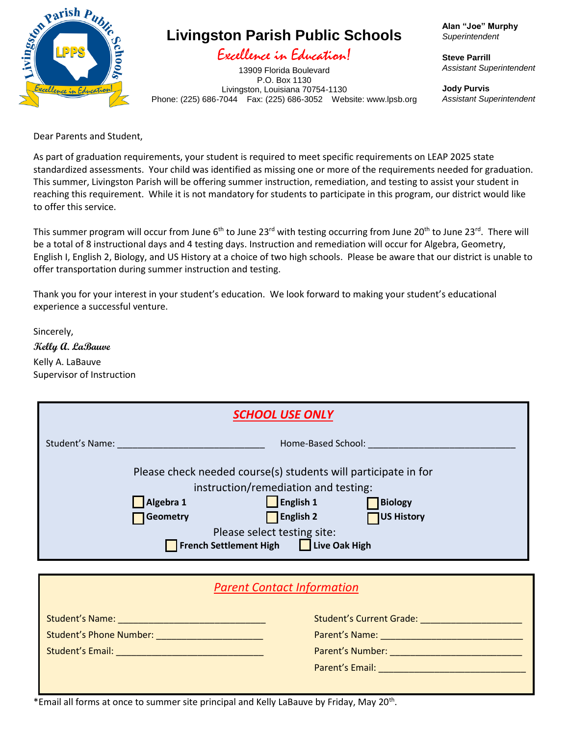# Livingston Parish Public Schools

*Excellence in Education!*

13909 Florida Boulevard
P.O. Box 1130
Livingston, Louisiana 70754-1130
Phone: (225) 686-7044 Fax: (225) 686-3052 Website: www.lpsb.org

**Alan "Joe" Murphy**
*Superintendent*

**Steve Parrill**
*Assistant Superintendent*

**Jody Purvis**
*Assistant Superintendent*

Dear Parents and Student,

As part of graduation requirements, your student is required to meet specific requirements on LEAP 2025 state standardized assessments. Your child was identified as missing one or more of the requirements needed for graduation. This summer, Livingston Parish will be offering summer instruction, remediation, and testing to assist your student in reaching this requirement. While it is not mandatory for students to participate in this program, our district would like to offer this service.

This summer program will occur from June 6th to June 23rd with testing occurring from June 20th to June 23rd. There will be a total of 8 instructional days and 4 testing days. Instruction and remediation will occur for Algebra, Geometry, English I, English 2, Biology, and US History at a choice of two high schools. Please be aware that our district is unable to offer transportation during summer instruction and testing.

Thank you for your interest in your student's education. We look forward to making your student's educational experience a successful venture.

Sincerely,

*Kelly A. LaBauve*

Kelly A. LaBauve
Supervisor of Instruction

## SCHOOL USE ONLY

Student's Name: ____________________________ Home-Based School: ____________________________

Please check needed course(s) students will participate in for instruction/remediation and testing:

- ☐ **Algebra 1**
- ☐ **English 1**
- ☐ **Biology**
- ☐ **Geometry**
- ☐ **English 2**
- ☐ **US History**

Please select testing site:

- ☐ **French Settlement High**
- ☐ **Live Oak High**

## Parent Contact Information

Student's Name: ____________________________

Student's Phone Number: ____________________

Student's Email: ____________________________

Student's Current Grade: ___________________

Parent's Name: ____________________________

Parent's Number: ___________________________

Parent's Email: ____________________________

*Email all forms at once to summer site principal and Kelly LaBauve by Friday, May 20th.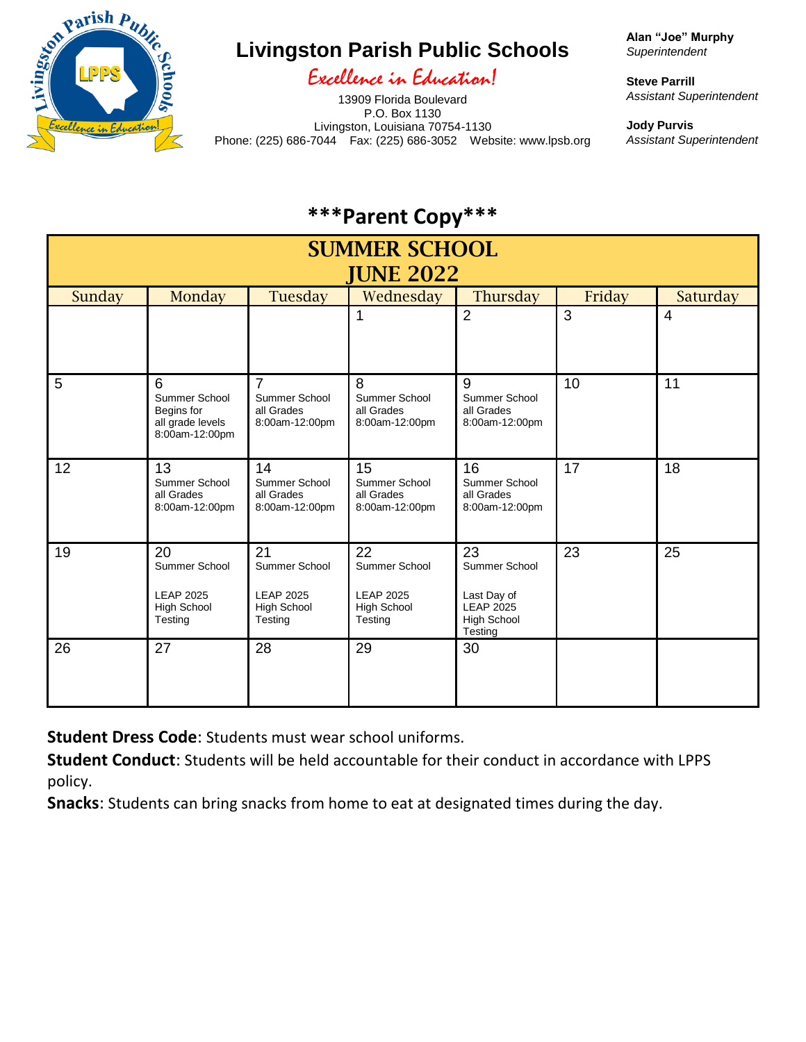# Livingston Parish Public Schools

*Excellence in Education!*

13909 Florida Boulevard
P.O. Box 1130
Livingston, Louisiana 70754-1130
Phone: (225) 686-7044 Fax: (225) 686-3052 Website: www.lpsb.org

**Alan "Joe" Murphy**
*Superintendent*

**Steve Parrill**
*Assistant Superintendent*

**Jody Purvis**
*Assistant Superintendent*

## ***Parent Copy***

## SUMMER SCHOOL JUNE 2022

| Sunday | Monday | Tuesday | Wednesday | Thursday | Friday | Saturday |
|---|---|---|---|---|---|---|
| | | | 1 | 2 | 3 | 4 |
| 5 | 6 Summer School Begins for all grade levels 8:00am-12:00pm | 7 Summer School all Grades 8:00am-12:00pm | 8 Summer School all Grades 8:00am-12:00pm | 9 Summer School all Grades 8:00am-12:00pm | 10 | 11 |
| 12 | 13 Summer School all Grades 8:00am-12:00pm | 14 Summer School all Grades 8:00am-12:00pm | 15 Summer School all Grades 8:00am-12:00pm | 16 Summer School all Grades 8:00am-12:00pm | 17 | 18 |
| 19 | 20 Summer School LEAP 2025 High School Testing | 21 Summer School LEAP 2025 High School Testing | 22 Summer School LEAP 2025 High School Testing | 23 Summer School Last Day of LEAP 2025 High School Testing | 23 | 25 |
| 26 | 27 | 28 | 29 | 30 | | |

**Student Dress Code**: Students must wear school uniforms.

**Student Conduct**: Students will be held accountable for their conduct in accordance with LPPS policy.

**Snacks**: Students can bring snacks from home to eat at designated times during the day.